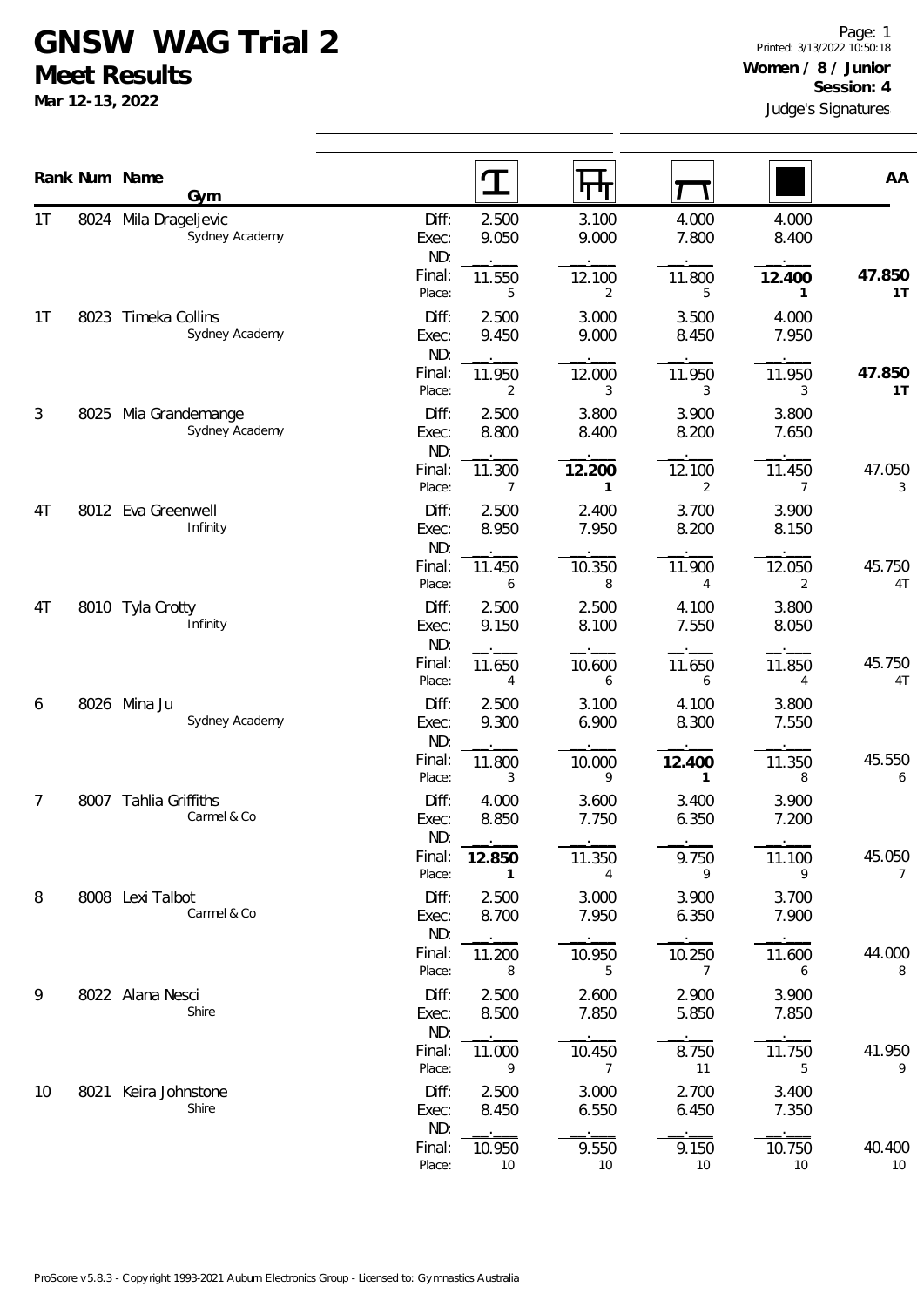# GNSW WAG Trial 2

## Meet Results

**Mar 12-13, 2022**

Page: 1
Printed: 3/13/2022 10:50:18

**Women / 8 / Junior**
**Session: 4**
Judge's Signatures

| Rank | Num | Name / Gym | | Vault | Bars | Beam | Floor | AA |
|---|---|---|---|---|---|---|---|---|
| 1T | 8024 | Mila Drageljevic<br>Sydney Academy | Diff: | 2.500 | 3.100 | 4.000 | 4.000 | |
| | | | Exec: | 9.050 | 9.000 | 7.800 | 8.400 | |
| | | | ND: | . | . | . | . | |
| | | | Final: | 11.550 | 12.100 | 11.800 | **12.400** | **47.850** |
| | | | Place: | 5 | 2 | 5 | **1** | **1T** |
| 1T | 8023 | Timeka Collins<br>Sydney Academy | Diff: | 2.500 | 3.000 | 3.500 | 4.000 | |
| | | | Exec: | 9.450 | 9.000 | 8.450 | 7.950 | |
| | | | ND: | . | . | . | . | |
| | | | Final: | 11.950 | 12.000 | 11.950 | 11.950 | **47.850** |
| | | | Place: | 2 | 3 | 3 | 3 | **1T** |
| 3 | 8025 | Mia Grandemange<br>Sydney Academy | Diff: | 2.500 | 3.800 | 3.900 | 3.800 | |
| | | | Exec: | 8.800 | 8.400 | 8.200 | 7.650 | |
| | | | ND: | . | . | . | . | |
| | | | Final: | 11.300 | **12.200** | 12.100 | 11.450 | 47.050 |
| | | | Place: | 7 | **1** | 2 | 7 | 3 |
| 4T | 8012 | Eva Greenwell<br>Infinity | Diff: | 2.500 | 2.400 | 3.700 | 3.900 | |
| | | | Exec: | 8.950 | 7.950 | 8.200 | 8.150 | |
| | | | ND: | . | . | . | . | |
| | | | Final: | 11.450 | 10.350 | 11.900 | 12.050 | 45.750 |
| | | | Place: | 6 | 8 | 4 | 2 | 4T |
| 4T | 8010 | Tyla Crotty<br>Infinity | Diff: | 2.500 | 2.500 | 4.100 | 3.800 | |
| | | | Exec: | 9.150 | 8.100 | 7.550 | 8.050 | |
| | | | ND: | . | . | . | . | |
| | | | Final: | 11.650 | 10.600 | 11.650 | 11.850 | 45.750 |
| | | | Place: | 4 | 6 | 6 | 4 | 4T |
| 6 | 8026 | Mina Ju<br>Sydney Academy | Diff: | 2.500 | 3.100 | 4.100 | 3.800 | |
| | | | Exec: | 9.300 | 6.900 | 8.300 | 7.550 | |
| | | | ND: | . | . | . | . | |
| | | | Final: | 11.800 | 10.000 | **12.400** | 11.350 | 45.550 |
| | | | Place: | 3 | 9 | **1** | 8 | 6 |
| 7 | 8007 | Tahlia Griffiths<br>Carmel & Co | Diff: | 4.000 | 3.600 | 3.400 | 3.900 | |
| | | | Exec: | 8.850 | 7.750 | 6.350 | 7.200 | |
| | | | ND: | . | . | . | . | |
| | | | Final: | **12.850** | 11.350 | 9.750 | 11.100 | 45.050 |
| | | | Place: | **1** | 4 | 9 | 9 | 7 |
| 8 | 8008 | Lexi Talbot<br>Carmel & Co | Diff: | 2.500 | 3.000 | 3.900 | 3.700 | |
| | | | Exec: | 8.700 | 7.950 | 6.350 | 7.900 | |
| | | | ND: | . | . | . | . | |
| | | | Final: | 11.200 | 10.950 | 10.250 | 11.600 | 44.000 |
| | | | Place: | 8 | 5 | 7 | 6 | 8 |
| 9 | 8022 | Alana Nesci<br>Shire | Diff: | 2.500 | 2.600 | 2.900 | 3.900 | |
| | | | Exec: | 8.500 | 7.850 | 5.850 | 7.850 | |
| | | | ND: | . | . | . | . | |
| | | | Final: | 11.000 | 10.450 | 8.750 | 11.750 | 41.950 |
| | | | Place: | 9 | 7 | 11 | 5 | 9 |
| 10 | 8021 | Keira Johnstone<br>Shire | Diff: | 2.500 | 3.000 | 2.700 | 3.400 | |
| | | | Exec: | 8.450 | 6.550 | 6.450 | 7.350 | |
| | | | ND: | . | . | . | . | |
| | | | Final: | 10.950 | 9.550 | 9.150 | 10.750 | 40.400 |
| | | | Place: | 10 | 10 | 10 | 10 | 10 |

ProScore v5.8.3 - Copyright 1993-2021 Auburn Electronics Group - Licensed to: Gymnastics Australia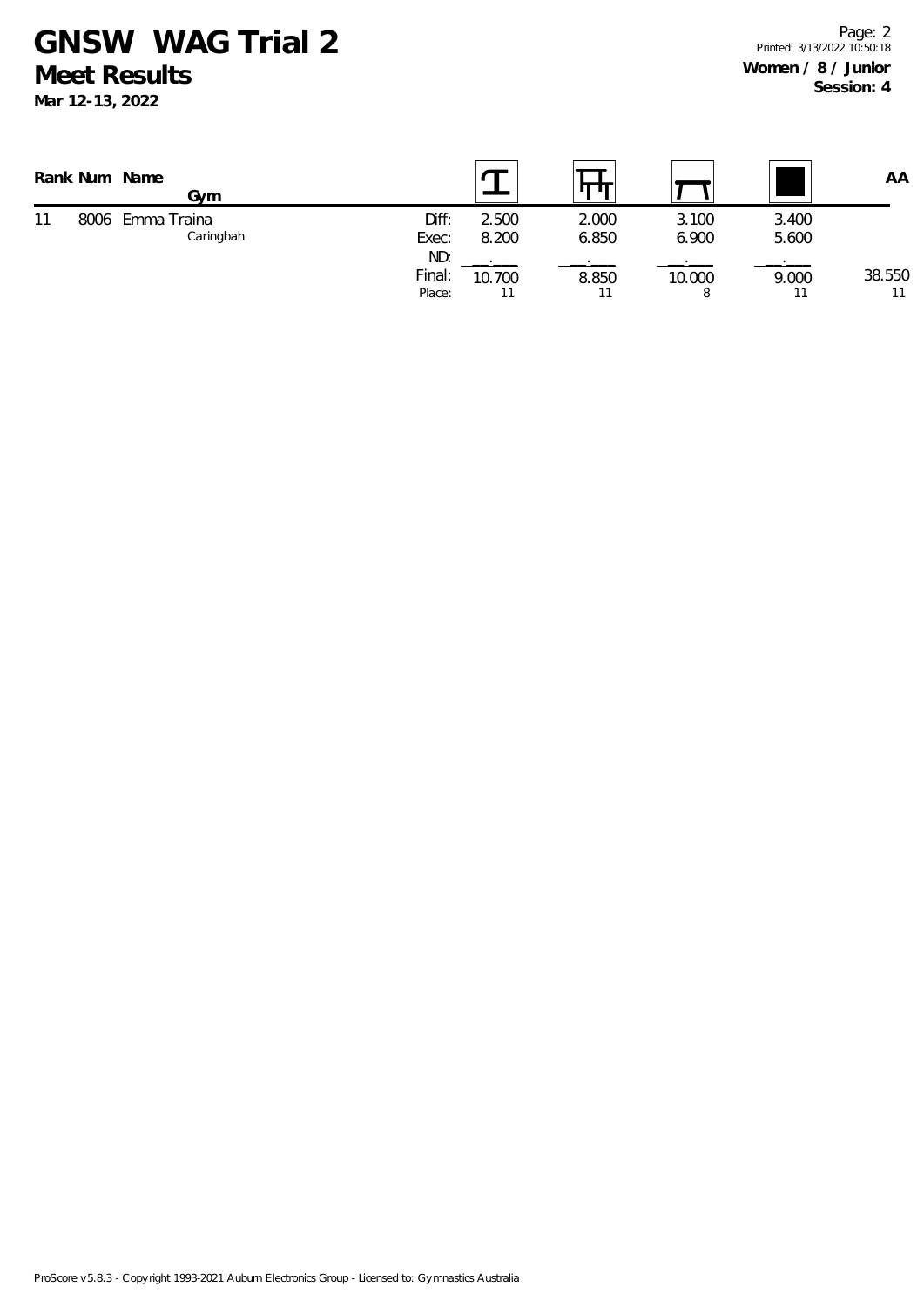# GNSW WAG Trial 2

## Meet Results

**Mar 12-13, 2022**

**Women / 8 / Junior**
**Session: 4**

| Rank | Num | Name / Gym | | Vault | Bars | Beam | Floor | AA |
|---|---|---|---|---|---|---|---|---|
| 11 | 8006 | Emma Traina | Diff: | 2.500 | 2.000 | 3.100 | 3.400 | |
| | | Caringbah | Exec: | 8.200 | 6.850 | 6.900 | 5.600 | |
| | | | ND: | __.___ | __.___ | __.___ | __.___ | |
| | | | Final: | 10.700 | 8.850 | 10.000 | 9.000 | 38.550 |
| | | | Place: | 11 | 11 | 8 | 11 | 11 |

ProScore v5.8.3 - Copyright 1993-2021 Auburn Electronics Group - Licensed to: Gymnastics Australia